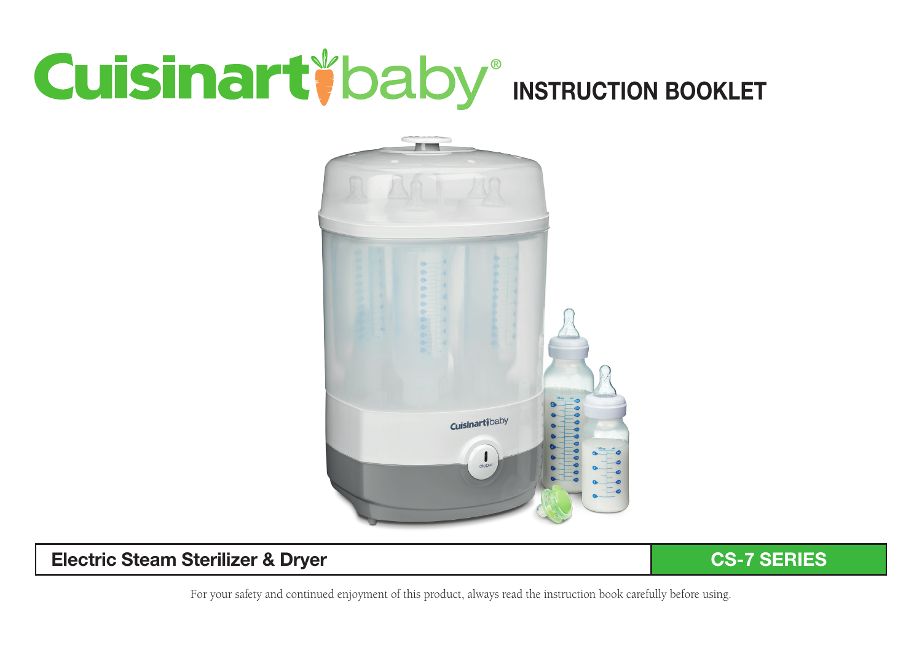# Cuisinart baby® INSTRUCTION BOOKLET

**Electric Steam Sterilizer & Dryer** | **CS-7 SERIES**

For your safety and continued enjoyment of this product, always read the instruction book carefully before using.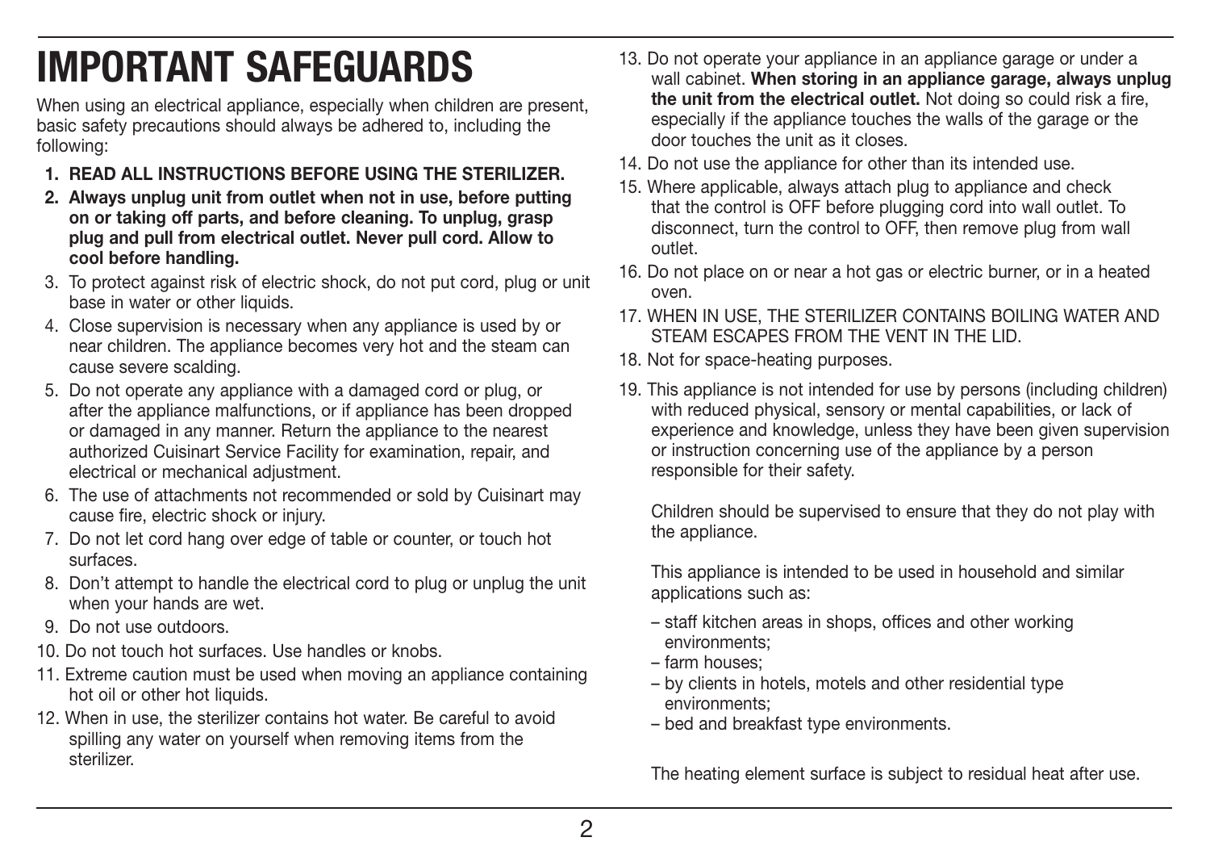# IMPORTANT SAFEGUARDS

When using an electrical appliance, especially when children are present, basic safety precautions should always be adhered to, including the following:

1. **READ ALL INSTRUCTIONS BEFORE USING THE STERILIZER.**
2. **Always unplug unit from outlet when not in use, before putting on or taking off parts, and before cleaning. To unplug, grasp plug and pull from electrical outlet. Never pull cord. Allow to cool before handling.**
3. To protect against risk of electric shock, do not put cord, plug or unit base in water or other liquids.
4. Close supervision is necessary when any appliance is used by or near children. The appliance becomes very hot and the steam can cause severe scalding.
5. Do not operate any appliance with a damaged cord or plug, or after the appliance malfunctions, or if appliance has been dropped or damaged in any manner. Return the appliance to the nearest authorized Cuisinart Service Facility for examination, repair, and electrical or mechanical adjustment.
6. The use of attachments not recommended or sold by Cuisinart may cause fire, electric shock or injury.
7. Do not let cord hang over edge of table or counter, or touch hot surfaces.
8. Don't attempt to handle the electrical cord to plug or unplug the unit when your hands are wet.
9. Do not use outdoors.
10. Do not touch hot surfaces. Use handles or knobs.
11. Extreme caution must be used when moving an appliance containing hot oil or other hot liquids.
12. When in use, the sterilizer contains hot water. Be careful to avoid spilling any water on yourself when removing items from the sterilizer.
13. Do not operate your appliance in an appliance garage or under a wall cabinet. **When storing in an appliance garage, always unplug the unit from the electrical outlet.** Not doing so could risk a fire, especially if the appliance touches the walls of the garage or the door touches the unit as it closes.
14. Do not use the appliance for other than its intended use.
15. Where applicable, always attach plug to appliance and check that the control is OFF before plugging cord into wall outlet. To disconnect, turn the control to OFF, then remove plug from wall outlet.
16. Do not place on or near a hot gas or electric burner, or in a heated oven.
17. WHEN IN USE, THE STERILIZER CONTAINS BOILING WATER AND STEAM ESCAPES FROM THE VENT IN THE LID.
18. Not for space-heating purposes.
19. This appliance is not intended for use by persons (including children) with reduced physical, sensory or mental capabilities, or lack of experience and knowledge, unless they have been given supervision or instruction concerning use of the appliance by a person responsible for their safety.

    Children should be supervised to ensure that they do not play with the appliance.

    This appliance is intended to be used in household and similar applications such as:

    – staff kitchen areas in shops, offices and other working environments;
    – farm houses;
    – by clients in hotels, motels and other residential type environments;
    – bed and breakfast type environments.

    The heating element surface is subject to residual heat after use.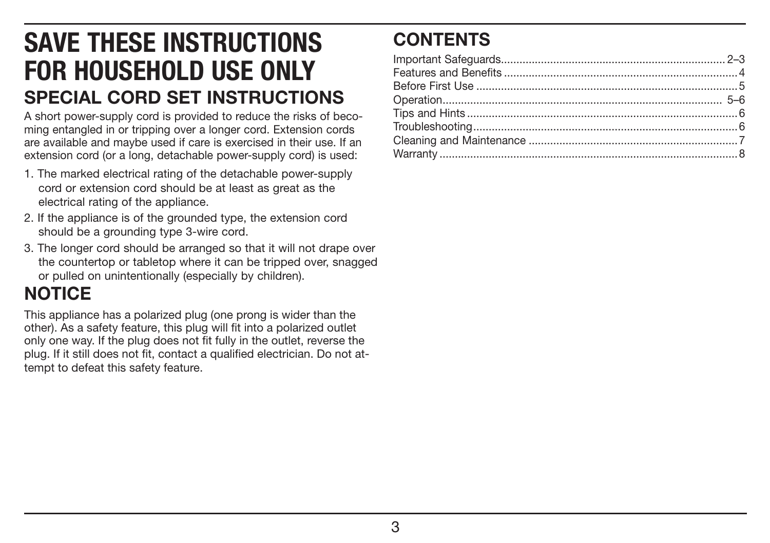# SAVE THESE INSTRUCTIONS FOR HOUSEHOLD USE ONLY

## SPECIAL CORD SET INSTRUCTIONS

A short power-supply cord is provided to reduce the risks of becoming entangled in or tripping over a longer cord. Extension cords are available and maybe used if care is exercised in their use. If an extension cord (or a long, detachable power-supply cord) is used:

1. The marked electrical rating of the detachable power-supply cord or extension cord should be at least as great as the electrical rating of the appliance.
2. If the appliance is of the grounded type, the extension cord should be a grounding type 3-wire cord.
3. The longer cord should be arranged so that it will not drape over the countertop or tabletop where it can be tripped over, snagged or pulled on unintentionally (especially by children).

## NOTICE

This appliance has a polarized plug (one prong is wider than the other). As a safety feature, this plug will fit into a polarized outlet only one way. If the plug does not fit fully in the outlet, reverse the plug. If it still does not fit, contact a qualified electrician. Do not attempt to defeat this safety feature.

## CONTENTS

Important Safeguards........................................................................ 2–3
Features and Benefits ........................................................................... 4
Before First Use .................................................................................... 5
Operation............................................................................................ 5–6
Tips and Hints ....................................................................................... 6
Troubleshooting..................................................................................... 6
Cleaning and Maintenance .................................................................... 7
Warranty ................................................................................................ 8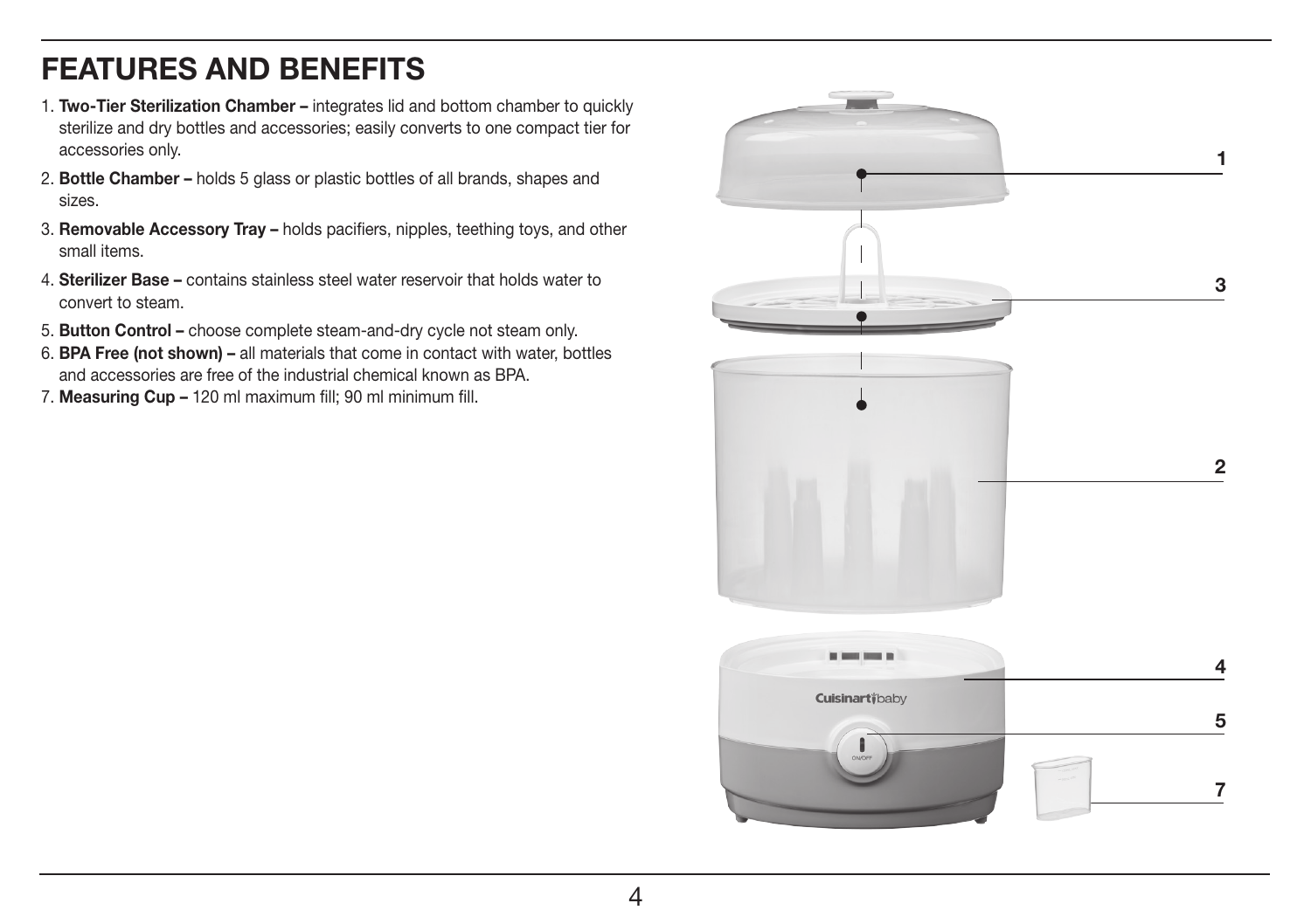# FEATURES AND BENEFITS

1. **Two-Tier Sterilization Chamber –** integrates lid and bottom chamber to quickly sterilize and dry bottles and accessories; easily converts to one compact tier for accessories only.
2. **Bottle Chamber –** holds 5 glass or plastic bottles of all brands, shapes and sizes.
3. **Removable Accessory Tray –** holds pacifiers, nipples, teething toys, and other small items.
4. **Sterilizer Base –** contains stainless steel water reservoir that holds water to convert to steam.
5. **Button Control –** choose complete steam-and-dry cycle not steam only.
6. **BPA Free (not shown) –** all materials that come in contact with water, bottles and accessories are free of the industrial chemical known as BPA.
7. **Measuring Cup –** 120 ml maximum fill; 90 ml minimum fill.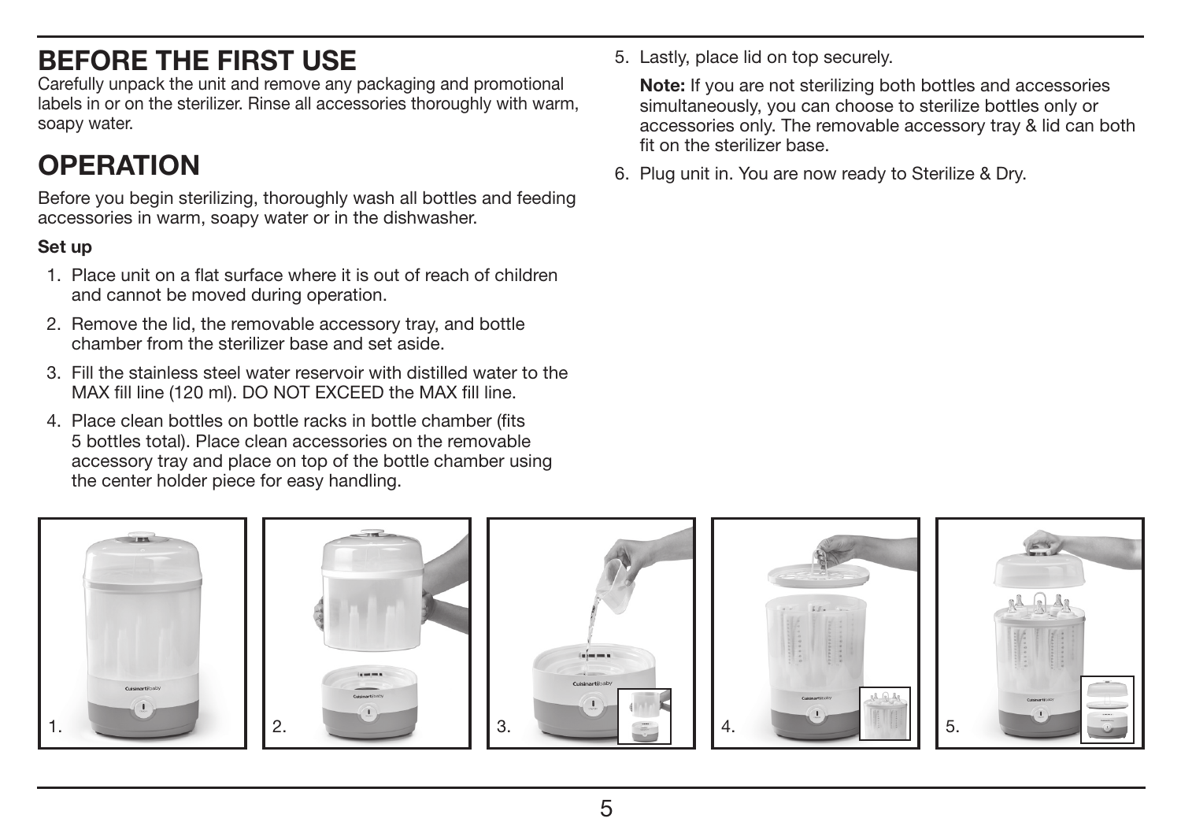## BEFORE THE FIRST USE

Carefully unpack the unit and remove any packaging and promotional labels in or on the sterilizer. Rinse all accessories thoroughly with warm, soapy water.

## OPERATION

Before you begin sterilizing, thoroughly wash all bottles and feeding accessories in warm, soapy water or in the dishwasher.

**Set up**

1. Place unit on a flat surface where it is out of reach of children and cannot be moved during operation.
2. Remove the lid, the removable accessory tray, and bottle chamber from the sterilizer base and set aside.
3. Fill the stainless steel water reservoir with distilled water to the MAX fill line (120 ml). DO NOT EXCEED the MAX fill line.
4. Place clean bottles on bottle racks in bottle chamber (fits 5 bottles total). Place clean accessories on the removable accessory tray and place on top of the bottle chamber using the center holder piece for easy handling.
5. Lastly, place lid on top securely.

   **Note:** If you are not sterilizing both bottles and accessories simultaneously, you can choose to sterilize bottles only or accessories only. The removable accessory tray & lid can both fit on the sterilizer base.

6. Plug unit in. You are now ready to Sterilize & Dry.

1. 2. 3. 4. 5.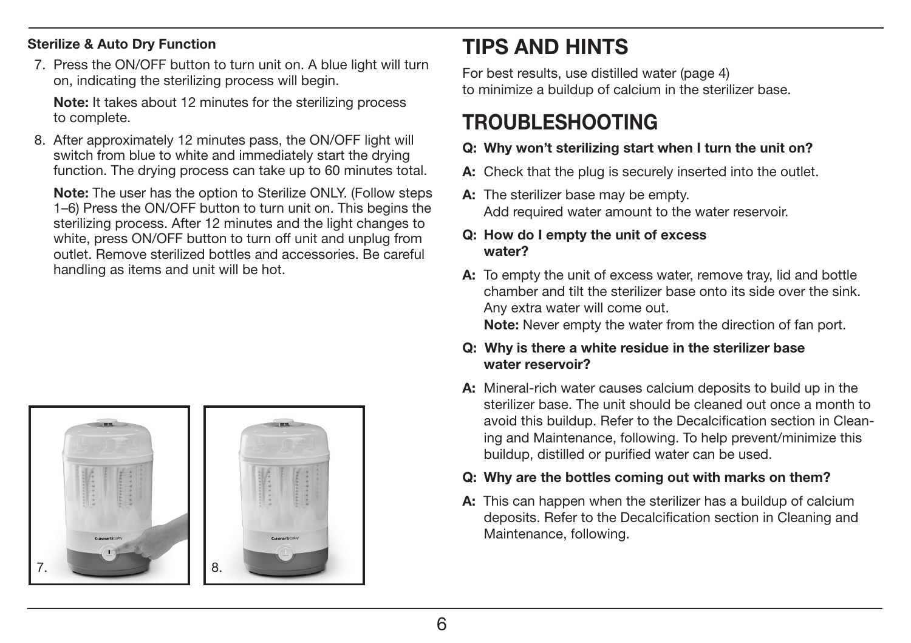**Sterilize & Auto Dry Function**

7. Press the ON/OFF button to turn unit on. A blue light will turn on, indicating the sterilizing process will begin.

   **Note:** It takes about 12 minutes for the sterilizing process to complete.

8. After approximately 12 minutes pass, the ON/OFF light will switch from blue to white and immediately start the drying function. The drying process can take up to 60 minutes total.

   **Note:** The user has the option to Sterilize ONLY. (Follow steps 1–6) Press the ON/OFF button to turn unit on. This begins the sterilizing process. After 12 minutes and the light changes to white, press ON/OFF button to turn off unit and unplug from outlet. Remove sterilized bottles and accessories. Be careful handling as items and unit will be hot.

7.

8.

# TIPS AND HINTS

For best results, use distilled water (page 4) to minimize a buildup of calcium in the sterilizer base.

# TROUBLESHOOTING

**Q: Why won't sterilizing start when I turn the unit on?**

**A:** Check that the plug is securely inserted into the outlet.

**A:** The sterilizer base may be empty. Add required water amount to the water reservoir.

**Q: How do I empty the unit of excess water?**

**A:** To empty the unit of excess water, remove tray, lid and bottle chamber and tilt the sterilizer base onto its side over the sink. Any extra water will come out.
**Note:** Never empty the water from the direction of fan port.

**Q: Why is there a white residue in the sterilizer base water reservoir?**

**A:** Mineral-rich water causes calcium deposits to build up in the sterilizer base. The unit should be cleaned out once a month to avoid this buildup. Refer to the Decalcification section in Cleaning and Maintenance, following. To help prevent/minimize this buildup, distilled or purified water can be used.

**Q: Why are the bottles coming out with marks on them?**

**A:** This can happen when the sterilizer has a buildup of calcium deposits. Refer to the Decalcification section in Cleaning and Maintenance, following.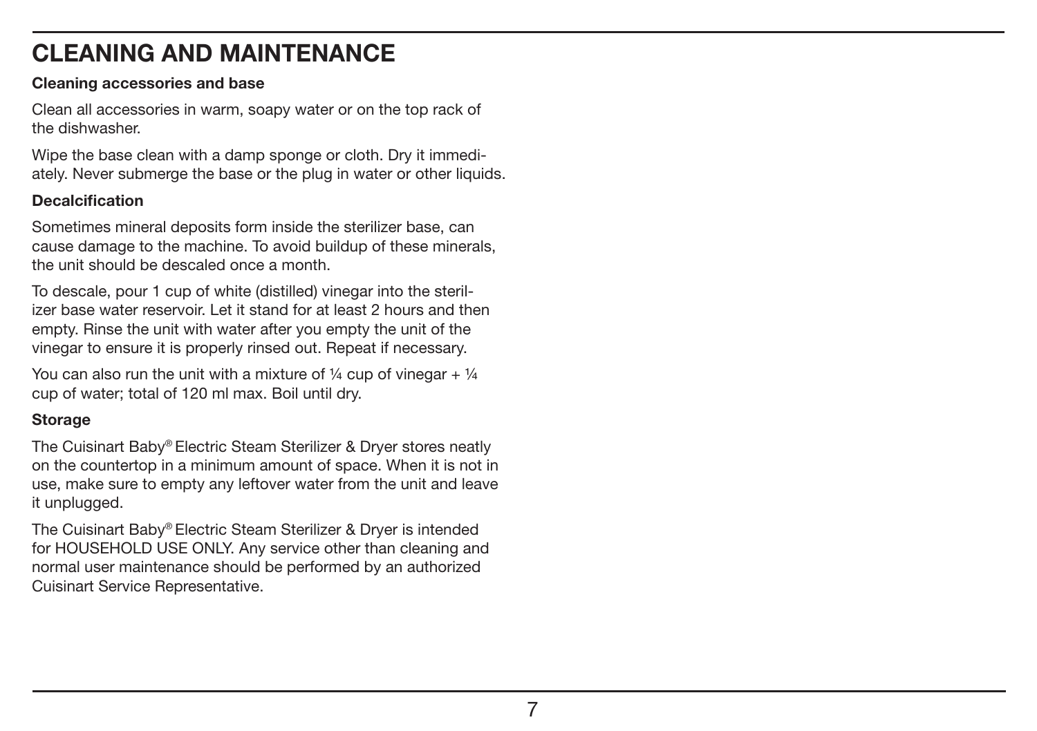# CLEANING AND MAINTENANCE

**Cleaning accessories and base**

Clean all accessories in warm, soapy water or on the top rack of the dishwasher.

Wipe the base clean with a damp sponge or cloth. Dry it immediately. Never submerge the base or the plug in water or other liquids.

**Decalcification**

Sometimes mineral deposits form inside the sterilizer base, can cause damage to the machine. To avoid buildup of these minerals, the unit should be descaled once a month.

To descale, pour 1 cup of white (distilled) vinegar into the sterilizer base water reservoir. Let it stand for at least 2 hours and then empty. Rinse the unit with water after you empty the unit of the vinegar to ensure it is properly rinsed out. Repeat if necessary.

You can also run the unit with a mixture of ¼ cup of vinegar + ¼ cup of water; total of 120 ml max. Boil until dry.

**Storage**

The Cuisinart Baby® Electric Steam Sterilizer & Dryer stores neatly on the countertop in a minimum amount of space. When it is not in use, make sure to empty any leftover water from the unit and leave it unplugged.

The Cuisinart Baby® Electric Steam Sterilizer & Dryer is intended for HOUSEHOLD USE ONLY. Any service other than cleaning and normal user maintenance should be performed by an authorized Cuisinart Service Representative.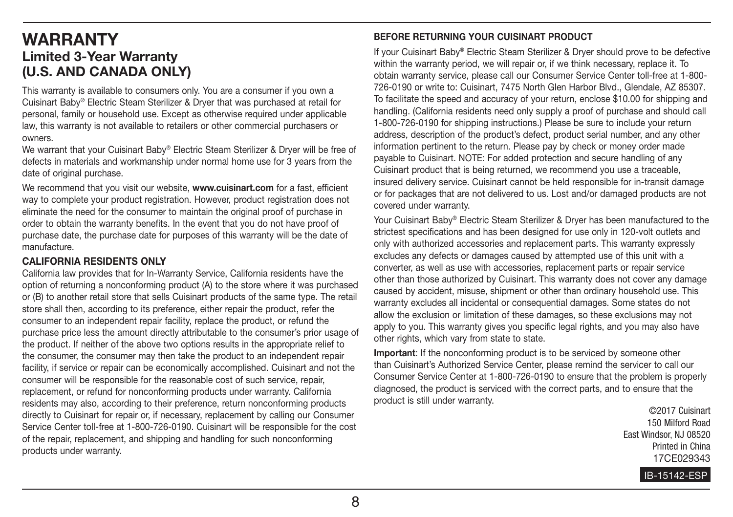# WARRANTY

## Limited 3-Year Warranty (U.S. AND CANADA ONLY)

This warranty is available to consumers only. You are a consumer if you own a Cuisinart Baby® Electric Steam Sterilizer & Dryer that was purchased at retail for personal, family or household use. Except as otherwise required under applicable law, this warranty is not available to retailers or other commercial purchasers or owners.

We warrant that your Cuisinart Baby® Electric Steam Sterilizer & Dryer will be free of defects in materials and workmanship under normal home use for 3 years from the date of original purchase.

We recommend that you visit our website, **www.cuisinart.com** for a fast, efficient way to complete your product registration. However, product registration does not eliminate the need for the consumer to maintain the original proof of purchase in order to obtain the warranty benefits. In the event that you do not have proof of purchase date, the purchase date for purposes of this warranty will be the date of manufacture.

### CALIFORNIA RESIDENTS ONLY

California law provides that for In-Warranty Service, California residents have the option of returning a nonconforming product (A) to the store where it was purchased or (B) to another retail store that sells Cuisinart products of the same type. The retail store shall then, according to its preference, either repair the product, refer the consumer to an independent repair facility, replace the product, or refund the purchase price less the amount directly attributable to the consumer's prior usage of the product. If neither of the above two options results in the appropriate relief to the consumer, the consumer may then take the product to an independent repair facility, if service or repair can be economically accomplished. Cuisinart and not the consumer will be responsible for the reasonable cost of such service, repair, replacement, or refund for nonconforming products under warranty. California residents may also, according to their preference, return nonconforming products directly to Cuisinart for repair or, if necessary, replacement by calling our Consumer Service Center toll-free at 1-800-726-0190. Cuisinart will be responsible for the cost of the repair, replacement, and shipping and handling for such nonconforming products under warranty.

### BEFORE RETURNING YOUR CUISINART PRODUCT

If your Cuisinart Baby® Electric Steam Sterilizer & Dryer should prove to be defective within the warranty period, we will repair or, if we think necessary, replace it. To obtain warranty service, please call our Consumer Service Center toll-free at 1-800-726-0190 or write to: Cuisinart, 7475 North Glen Harbor Blvd., Glendale, AZ 85307. To facilitate the speed and accuracy of your return, enclose $10.00 for shipping and handling. (California residents need only supply a proof of purchase and should call 1-800-726-0190 for shipping instructions.) Please be sure to include your return address, description of the product's defect, product serial number, and any other information pertinent to the return. Please pay by check or money order made payable to Cuisinart. NOTE: For added protection and secure handling of any Cuisinart product that is being returned, we recommend you use a traceable, insured delivery service. Cuisinart cannot be held responsible for in-transit damage or for packages that are not delivered to us. Lost and/or damaged products are not covered under warranty.

Your Cuisinart Baby® Electric Steam Sterilizer & Dryer has been manufactured to the strictest specifications and has been designed for use only in 120-volt outlets and only with authorized accessories and replacement parts. This warranty expressly excludes any defects or damages caused by attempted use of this unit with a converter, as well as use with accessories, replacement parts or repair service other than those authorized by Cuisinart. This warranty does not cover any damage caused by accident, misuse, shipment or other than ordinary household use. This warranty excludes all incidental or consequential damages. Some states do not allow the exclusion or limitation of these damages, so these exclusions may not apply to you. This warranty gives you specific legal rights, and you may also have other rights, which vary from state to state.

**Important**: If the nonconforming product is to be serviced by someone other than Cuisinart's Authorized Service Center, please remind the servicer to call our Consumer Service Center at 1-800-726-0190 to ensure that the problem is properly diagnosed, the product is serviced with the correct parts, and to ensure that the product is still under warranty.

©2017 Cuisinart
150 Milford Road
East Windsor, NJ 08520
Printed in China
17CE029343

IB-15142-ESP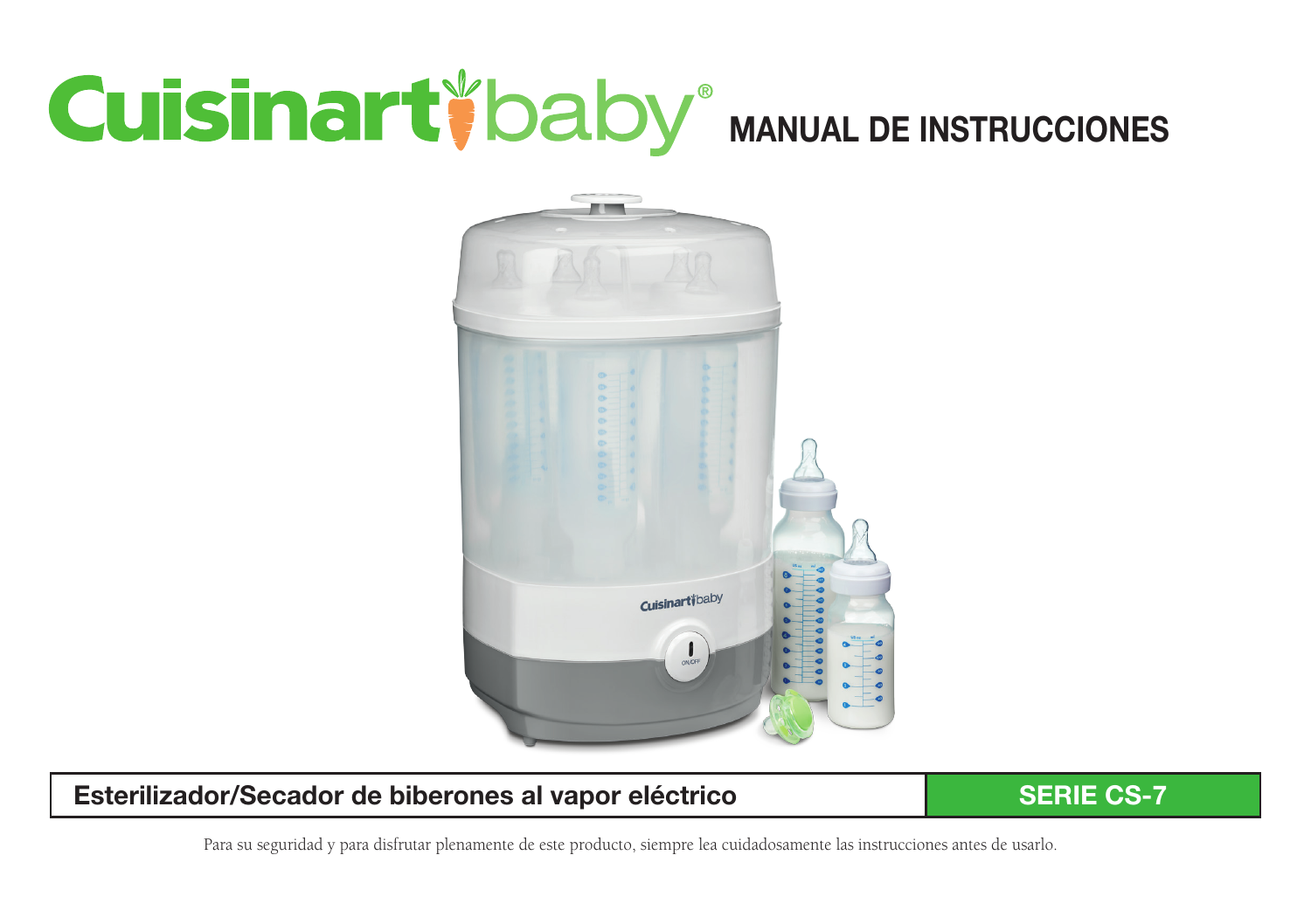# Cuisinart baby® MANUAL DE INSTRUCCIONES

**Esterilizador/Secador de biberones al vapor eléctrico** | **SERIE CS-7**

Para su seguridad y para disfrutar plenamente de este producto, siempre lea cuidadosamente las instrucciones antes de usarlo.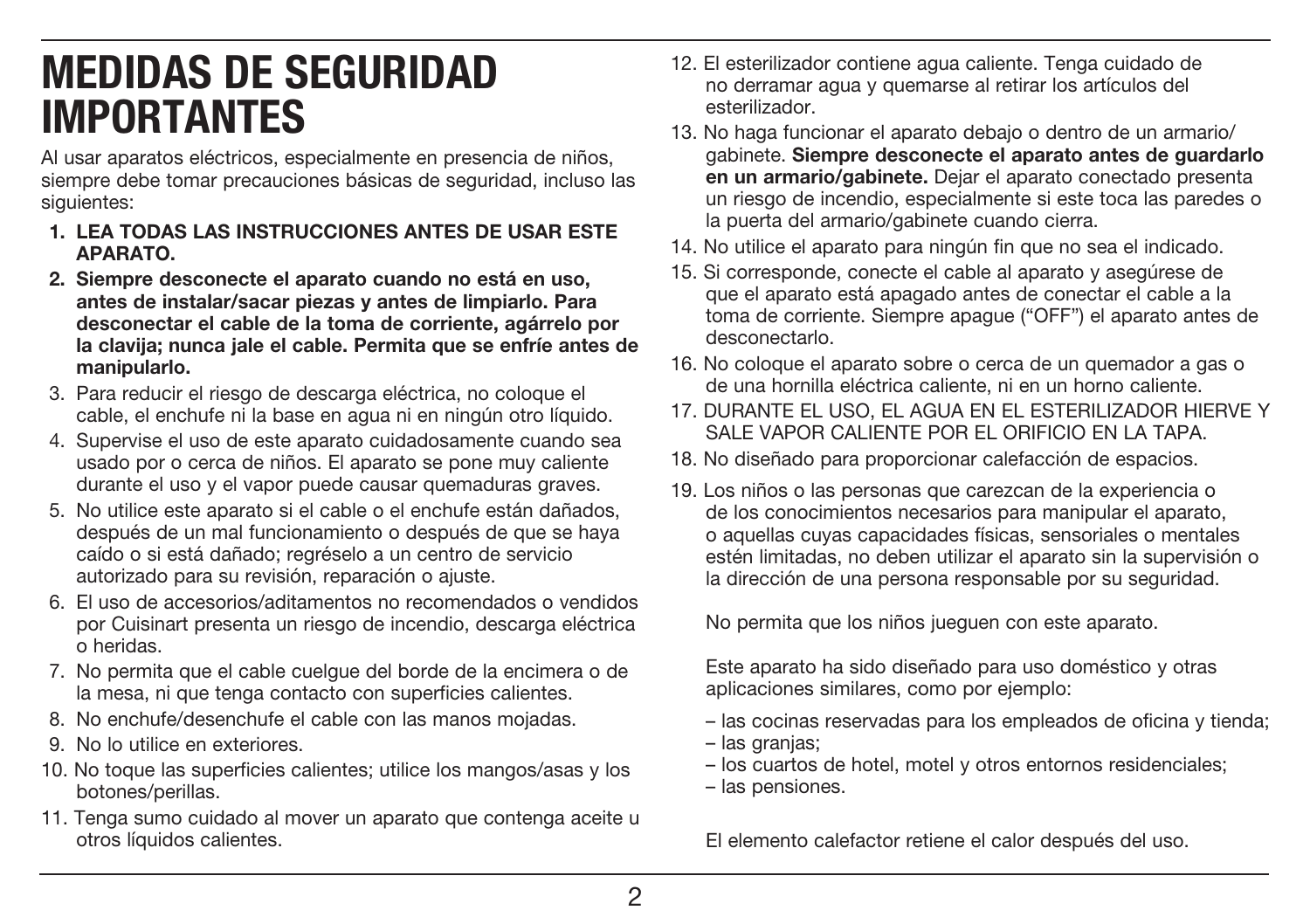# MEDIDAS DE SEGURIDAD IMPORTANTES

Al usar aparatos eléctricos, especialmente en presencia de niños, siempre debe tomar precauciones básicas de seguridad, incluso las siguientes:

1. **LEA TODAS LAS INSTRUCCIONES ANTES DE USAR ESTE APARATO.**
2. **Siempre desconecte el aparato cuando no está en uso, antes de instalar/sacar piezas y antes de limpiarlo. Para desconectar el cable de la toma de corriente, agárrelo por la clavija; nunca jale el cable. Permita que se enfríe antes de manipularlo.**
3. Para reducir el riesgo de descarga eléctrica, no coloque el cable, el enchufe ni la base en agua ni en ningún otro líquido.
4. Supervise el uso de este aparato cuidadosamente cuando sea usado por o cerca de niños. El aparato se pone muy caliente durante el uso y el vapor puede causar quemaduras graves.
5. No utilice este aparato si el cable o el enchufe están dañados, después de un mal funcionamiento o después de que se haya caído o si está dañado; regréselo a un centro de servicio autorizado para su revisión, reparación o ajuste.
6. El uso de accesorios/aditamentos no recomendados o vendidos por Cuisinart presenta un riesgo de incendio, descarga eléctrica o heridas.
7. No permita que el cable cuelgue del borde de la encimera o de la mesa, ni que tenga contacto con superficies calientes.
8. No enchufe/desenchufe el cable con las manos mojadas.
9. No lo utilice en exteriores.
10. No toque las superficies calientes; utilice los mangos/asas y los botones/perillas.
11. Tenga sumo cuidado al mover un aparato que contenga aceite u otros líquidos calientes.
12. El esterilizador contiene agua caliente. Tenga cuidado de no derramar agua y quemarse al retirar los artículos del esterilizador.
13. No haga funcionar el aparato debajo o dentro de un armario/gabinete. **Siempre desconecte el aparato antes de guardarlo en un armario/gabinete.** Dejar el aparato conectado presenta un riesgo de incendio, especialmente si este toca las paredes o la puerta del armario/gabinete cuando cierra.
14. No utilice el aparato para ningún fin que no sea el indicado.
15. Si corresponde, conecte el cable al aparato y asegúrese de que el aparato está apagado antes de conectar el cable a la toma de corriente. Siempre apague ("OFF") el aparato antes de desconectarlo.
16. No coloque el aparato sobre o cerca de un quemador a gas o de una hornilla eléctrica caliente, ni en un horno caliente.
17. DURANTE EL USO, EL AGUA EN EL ESTERILIZADOR HIERVE Y SALE VAPOR CALIENTE POR EL ORIFICIO EN LA TAPA.
18. No diseñado para proporcionar calefacción de espacios.
19. Los niños o las personas que carezcan de la experiencia o de los conocimientos necesarios para manipular el aparato, o aquellas cuyas capacidades físicas, sensoriales o mentales estén limitadas, no deben utilizar el aparato sin la supervisión o la dirección de una persona responsable por su seguridad.

    No permita que los niños jueguen con este aparato.

    Este aparato ha sido diseñado para uso doméstico y otras aplicaciones similares, como por ejemplo:

    – las cocinas reservadas para los empleados de oficina y tienda;
    – las granjas;
    – los cuartos de hotel, motel y otros entornos residenciales;
    – las pensiones.

    El elemento calefactor retiene el calor después del uso.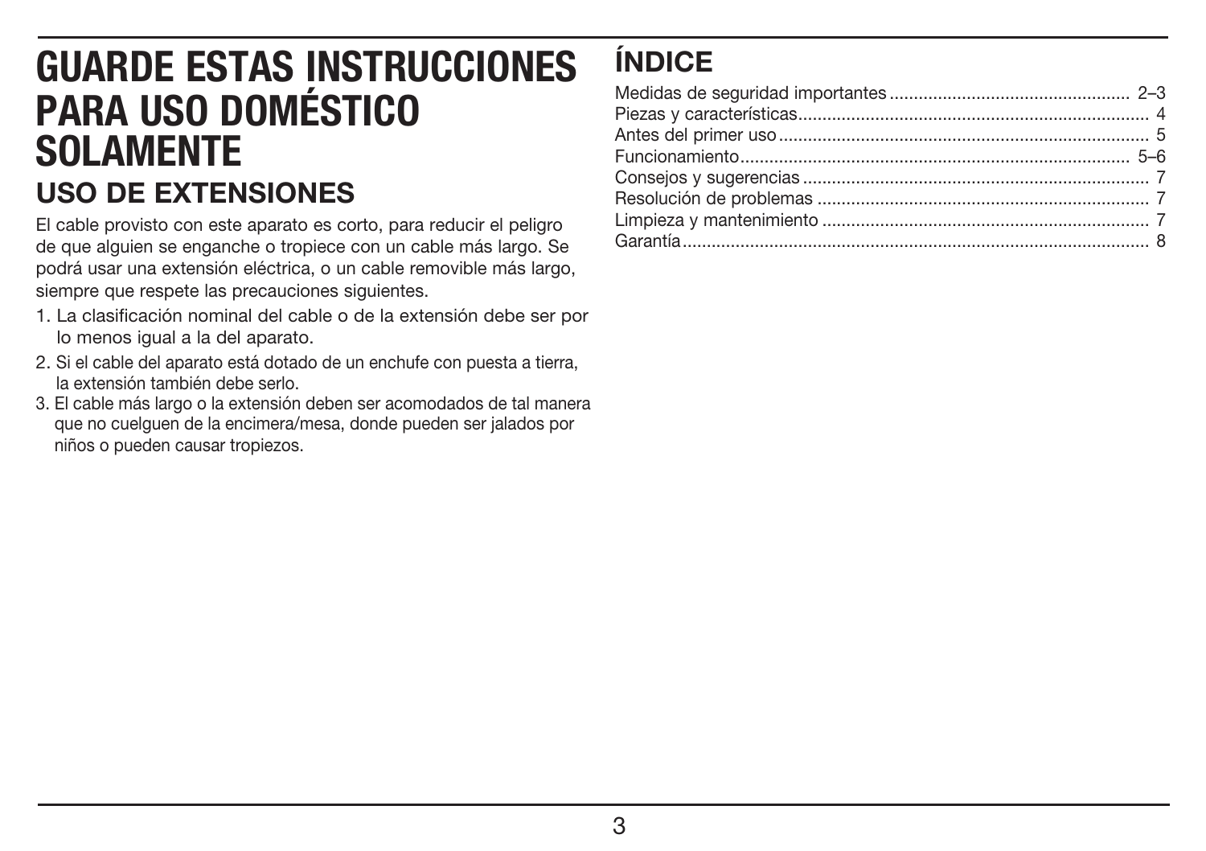# GUARDE ESTAS INSTRUCCIONES PARA USO DOMÉSTICO SOLAMENTE

## USO DE EXTENSIONES

El cable provisto con este aparato es corto, para reducir el peligro de que alguien se enganche o tropiece con un cable más largo. Se podrá usar una extensión eléctrica, o un cable removible más largo, siempre que respete las precauciones siguientes.

1. La clasificación nominal del cable o de la extensión debe ser por lo menos igual a la del aparato.
2. Si el cable del aparato está dotado de un enchufe con puesta a tierra, la extensión también debe serlo.
3. El cable más largo o la extensión deben ser acomodados de tal manera que no cuelguen de la encimera/mesa, donde pueden ser jalados por niños o pueden causar tropiezos.

# ÍNDICE

| | |
|---|---|
| Medidas de seguridad importantes | 2–3 |
| Piezas y características | 4 |
| Antes del primer uso | 5 |
| Funcionamiento | 5–6 |
| Consejos y sugerencias | 7 |
| Resolución de problemas | 7 |
| Limpieza y mantenimiento | 7 |
| Garantía | 8 |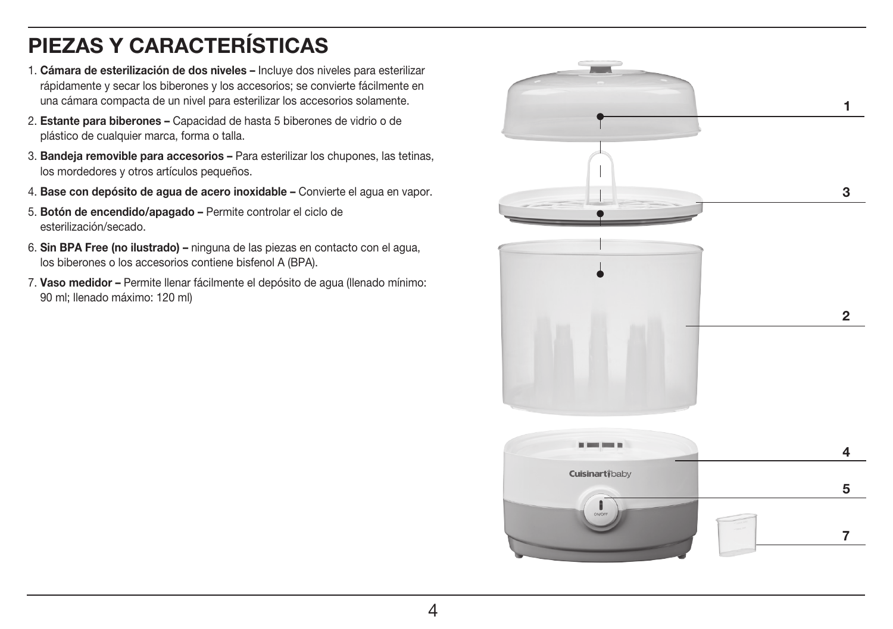# PIEZAS Y CARACTERÍSTICAS

1. **Cámara de esterilización de dos niveles –** Incluye dos niveles para esterilizar rápidamente y secar los biberones y los accesorios; se convierte fácilmente en una cámara compacta de un nivel para esterilizar los accesorios solamente.
2. **Estante para biberones –** Capacidad de hasta 5 biberones de vidrio o de plástico de cualquier marca, forma o talla.
3. **Bandeja removible para accesorios –** Para esterilizar los chupones, las tetinas, los mordedores y otros artículos pequeños.
4. **Base con depósito de agua de acero inoxidable –** Convierte el agua en vapor.
5. **Botón de encendido/apagado –** Permite controlar el ciclo de esterilización/secado.
6. **Sin BPA Free (no ilustrado) –** ninguna de las piezas en contacto con el agua, los biberones o los accesorios contiene bisfenol A (BPA).
7. **Vaso medidor –** Permite llenar fácilmente el depósito de agua (llenado mínimo: 90 ml; llenado máximo: 120 ml)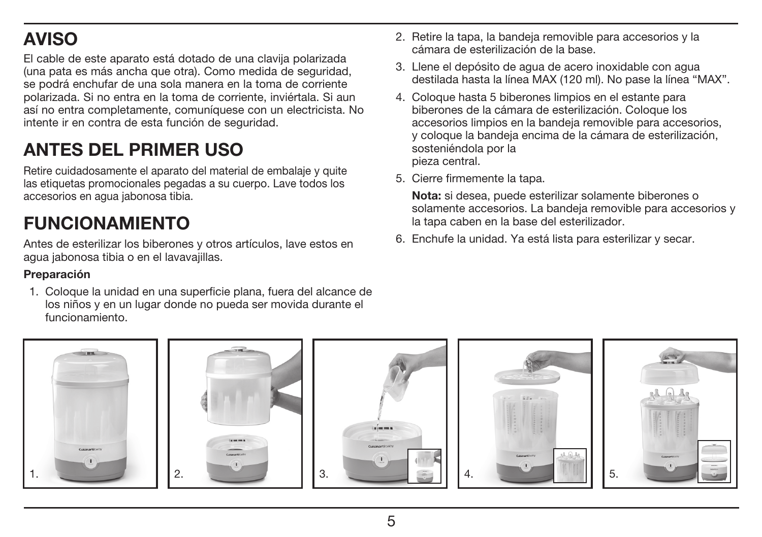## AVISO

El cable de este aparato está dotado de una clavija polarizada (una pata es más ancha que otra). Como medida de seguridad, se podrá enchufar de una sola manera en la toma de corriente polarizada. Si no entra en la toma de corriente, inviértala. Si aun así no entra completamente, comuníquese con un electricista. No intente ir en contra de esta función de seguridad.

## ANTES DEL PRIMER USO

Retire cuidadosamente el aparato del material de embalaje y quite las etiquetas promocionales pegadas a su cuerpo. Lave todos los accesorios en agua jabonosa tibia.

## FUNCIONAMIENTO

Antes de esterilizar los biberones y otros artículos, lave estos en agua jabonosa tibia o en el lavavajillas.

**Preparación**

1. Coloque la unidad en una superficie plana, fuera del alcance de los niños y en un lugar donde no pueda ser movida durante el funcionamiento.
2. Retire la tapa, la bandeja removible para accesorios y la cámara de esterilización de la base.
3. Llene el depósito de agua de acero inoxidable con agua destilada hasta la línea MAX (120 ml). No pase la línea "MAX".
4. Coloque hasta 5 biberones limpios en el estante para biberones de la cámara de esterilización. Coloque los accesorios limpios en la bandeja removible para accesorios, y coloque la bandeja encima de la cámara de esterilización, sosteniéndola por la pieza central.
5. Cierre firmemente la tapa.

   **Nota:** si desea, puede esterilizar solamente biberones o solamente accesorios. La bandeja removible para accesorios y la tapa caben en la base del esterilizador.
6. Enchufe la unidad. Ya está lista para esterilizar y secar.

1. 2. 3. 4. 5.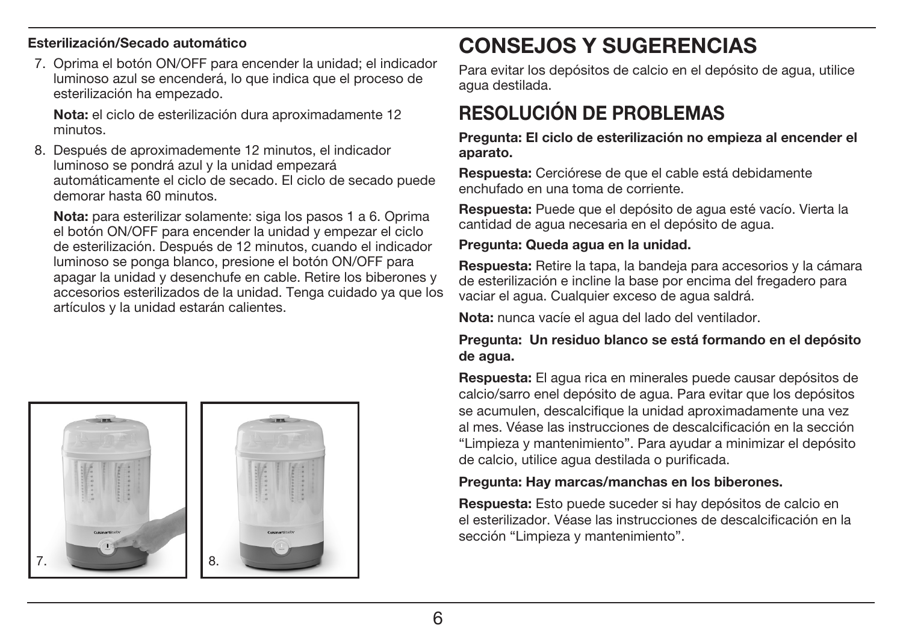**Esterilización/Secado automático**

7. Oprima el botón ON/OFF para encender la unidad; el indicador luminoso azul se encenderá, lo que indica que el proceso de esterilización ha empezado.

   **Nota:** el ciclo de esterilización dura aproximadamente 12 minutos.

8. Después de aproximademente 12 minutos, el indicador luminoso se pondrá azul y la unidad empezará automáticamente el ciclo de secado. El ciclo de secado puede demorar hasta 60 minutos.

   **Nota:** para esterilizar solamente: siga los pasos 1 a 6. Oprima el botón ON/OFF para encender la unidad y empezar el ciclo de esterilización. Después de 12 minutos, cuando el indicador luminoso se ponga blanco, presione el botón ON/OFF para apagar la unidad y desenchufe en cable. Retire los biberones y accesorios esterilizados de la unidad. Tenga cuidado ya que los artículos y la unidad estarán calientes.

7.

8.

# CONSEJOS Y SUGERENCIAS

Para evitar los depósitos de calcio en el depósito de agua, utilice agua destilada.

# RESOLUCIÓN DE PROBLEMAS

**Pregunta: El ciclo de esterilización no empieza al encender el aparato.**

**Respuesta:** Cerciórese de que el cable está debidamente enchufado en una toma de corriente.

**Respuesta:** Puede que el depósito de agua esté vacío. Vierta la cantidad de agua necesaria en el depósito de agua.

**Pregunta: Queda agua en la unidad.**

**Respuesta:** Retire la tapa, la bandeja para accesorios y la cámara de esterilización e incline la base por encima del fregadero para vaciar el agua. Cualquier exceso de agua saldrá.

**Nota:** nunca vacíe el agua del lado del ventilador.

**Pregunta: Un residuo blanco se está formando en el depósito de agua.**

**Respuesta:** El agua rica en minerales puede causar depósitos de calcio/sarro enel depósito de agua. Para evitar que los depósitos se acumulen, descalcifique la unidad aproximadamente una vez al mes. Véase las instrucciones de descalcificación en la sección "Limpieza y mantenimiento". Para ayudar a minimizar el depósito de calcio, utilice agua destilada o purificada.

**Pregunta: Hay marcas/manchas en los biberones.**

**Respuesta:** Esto puede suceder si hay depósitos de calcio en el esterilizador. Véase las instrucciones de descalcificación en la sección "Limpieza y mantenimiento".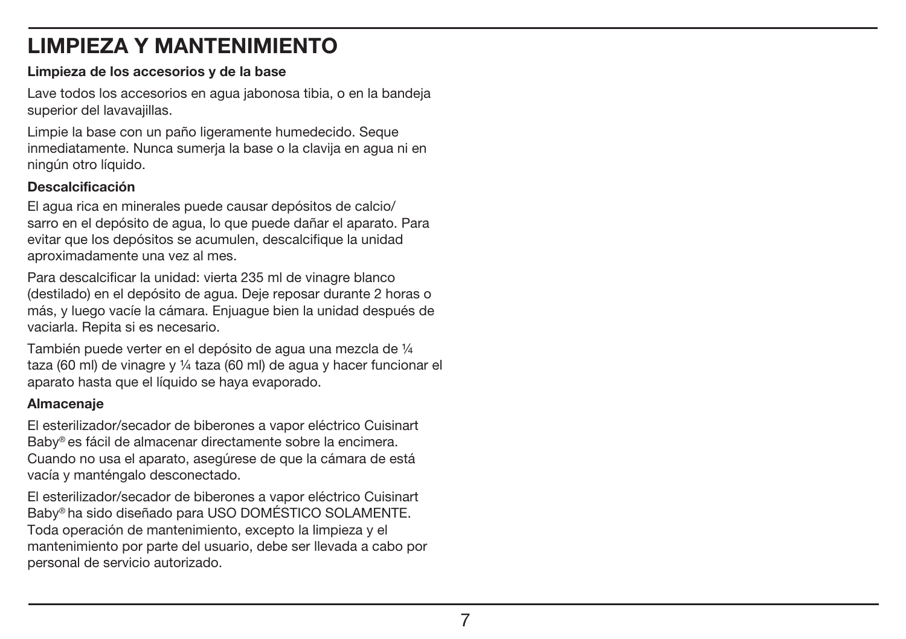# LIMPIEZA Y MANTENIMIENTO

**Limpieza de los accesorios y de la base**

Lave todos los accesorios en agua jabonosa tibia, o en la bandeja superior del lavavajillas.

Limpie la base con un paño ligeramente humedecido. Seque inmediatamente. Nunca sumerja la base o la clavija en agua ni en ningún otro líquido.

**Descalcificación**

El agua rica en minerales puede causar depósitos de calcio/ sarro en el depósito de agua, lo que puede dañar el aparato. Para evitar que los depósitos se acumulen, descalcifique la unidad aproximadamente una vez al mes.

Para descalcificar la unidad: vierta 235 ml de vinagre blanco (destilado) en el depósito de agua. Deje reposar durante 2 horas o más, y luego vacíe la cámara. Enjuague bien la unidad después de vaciarla. Repita si es necesario.

También puede verter en el depósito de agua una mezcla de ¼ taza (60 ml) de vinagre y ¼ taza (60 ml) de agua y hacer funcionar el aparato hasta que el líquido se haya evaporado.

**Almacenaje**

El esterilizador/secador de biberones a vapor eléctrico Cuisinart Baby® es fácil de almacenar directamente sobre la encimera. Cuando no usa el aparato, asegúrese de que la cámara de está vacía y manténgalo desconectado.

El esterilizador/secador de biberones a vapor eléctrico Cuisinart Baby® ha sido diseñado para USO DOMÉSTICO SOLAMENTE. Toda operación de mantenimiento, excepto la limpieza y el mantenimiento por parte del usuario, debe ser llevada a cabo por personal de servicio autorizado.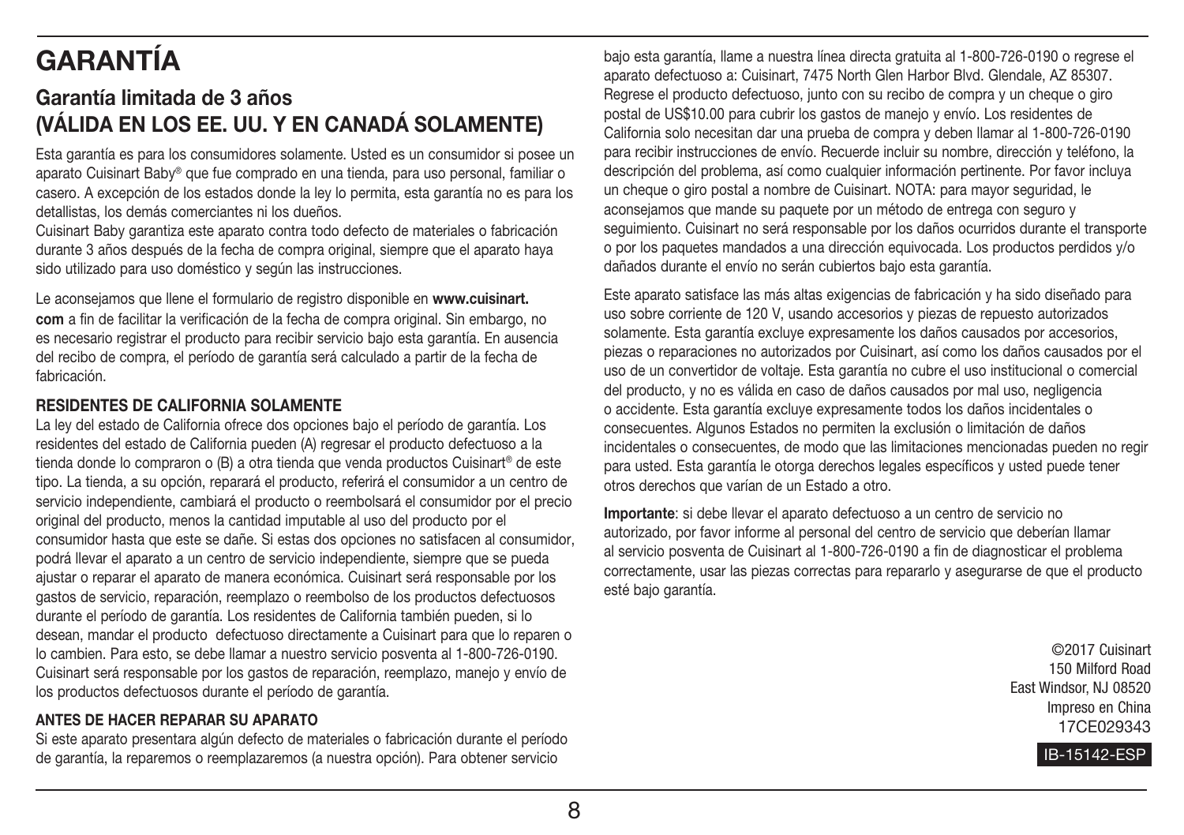# GARANTÍA

## Garantía limitada de 3 años (VÁLIDA EN LOS EE. UU. Y EN CANADÁ SOLAMENTE)

Esta garantía es para los consumidores solamente. Usted es un consumidor si posee un aparato Cuisinart Baby® que fue comprado en una tienda, para uso personal, familiar o casero. A excepción de los estados donde la ley lo permita, esta garantía no es para los detallistas, los demás comerciantes ni los dueños.

Cuisinart Baby garantiza este aparato contra todo defecto de materiales o fabricación durante 3 años después de la fecha de compra original, siempre que el aparato haya sido utilizado para uso doméstico y según las instrucciones.

Le aconsejamos que llene el formulario de registro disponible en **www.cuisinart.com** a fin de facilitar la verificación de la fecha de compra original. Sin embargo, no es necesario registrar el producto para recibir servicio bajo esta garantía. En ausencia del recibo de compra, el período de garantía será calculado a partir de la fecha de fabricación.

**RESIDENTES DE CALIFORNIA SOLAMENTE**

La ley del estado de California ofrece dos opciones bajo el período de garantía. Los residentes del estado de California pueden (A) regresar el producto defectuoso a la tienda donde lo compraron o (B) a otra tienda que venda productos Cuisinart® de este tipo. La tienda, a su opción, reparará el producto, referirá el consumidor a un centro de servicio independiente, cambiará el producto o reembolsará el consumidor por el precio original del producto, menos la cantidad imputable al uso del producto por el consumidor hasta que este se dañe. Si estas dos opciones no satisfacen al consumidor, podrá llevar el aparato a un centro de servicio independiente, siempre que se pueda ajustar o reparar el aparato de manera económica. Cuisinart será responsable por los gastos de servicio, reparación, reemplazo o reembolso de los productos defectuosos durante el período de garantía. Los residentes de California también pueden, si lo desean, mandar el producto defectuoso directamente a Cuisinart para que lo reparen o lo cambien. Para esto, se debe llamar a nuestro servicio posventa al 1-800-726-0190. Cuisinart será responsable por los gastos de reparación, reemplazo, manejo y envío de los productos defectuosos durante el período de garantía.

**ANTES DE HACER REPARAR SU APARATO**

Si este aparato presentara algún defecto de materiales o fabricación durante el período de garantía, la repararemos o reemplazaremos (a nuestra opción). Para obtener servicio bajo esta garantía, llame a nuestra línea directa gratuita al 1-800-726-0190 o regrese el aparato defectuoso a: Cuisinart, 7475 North Glen Harbor Blvd. Glendale, AZ 85307. Regrese el producto defectuoso, junto con su recibo de compra y un cheque o giro postal de US$10.00 para cubrir los gastos de manejo y envío. Los residentes de California solo necesitan dar una prueba de compra y deben llamar al 1-800-726-0190 para recibir instrucciones de envío. Recuerde incluir su nombre, dirección y teléfono, la descripción del problema, así como cualquier información pertinente. Por favor incluya un cheque o giro postal a nombre de Cuisinart. NOTA: para mayor seguridad, le aconsejamos que mande su paquete por un método de entrega con seguro y seguimiento. Cuisinart no será responsable por los daños ocurridos durante el transporte o por los paquetes mandados a una dirección equivocada. Los productos perdidos y/o dañados durante el envío no serán cubiertos bajo esta garantía.

Este aparato satisface las más altas exigencias de fabricación y ha sido diseñado para uso sobre corriente de 120 V, usando accesorios y piezas de repuesto autorizados solamente. Esta garantía excluye expresamente los daños causados por accesorios, piezas o reparaciones no autorizados por Cuisinart, así como los daños causados por el uso de un convertidor de voltaje. Esta garantía no cubre el uso institucional o comercial del producto, y no es válida en caso de daños causados por mal uso, negligencia o accidente. Esta garantía excluye expresamente todos los daños incidentales o consecuentes. Algunos Estados no permiten la exclusión o limitación de daños incidentales o consecuentes, de modo que las limitaciones mencionadas pueden no regir para usted. Esta garantía le otorga derechos legales específicos y usted puede tener otros derechos que varían de un Estado a otro.

**Importante**: si debe llevar el aparato defectuoso a un centro de servicio no autorizado, por favor informe al personal del centro de servicio que deberían llamar al servicio posventa de Cuisinart al 1-800-726-0190 a fin de diagnosticar el problema correctamente, usar las piezas correctas para repararlo y asegurarse de que el producto esté bajo garantía.

©2017 Cuisinart
150 Milford Road
East Windsor, NJ 08520
Impreso en China
17CE029343

IB-15142-ESP